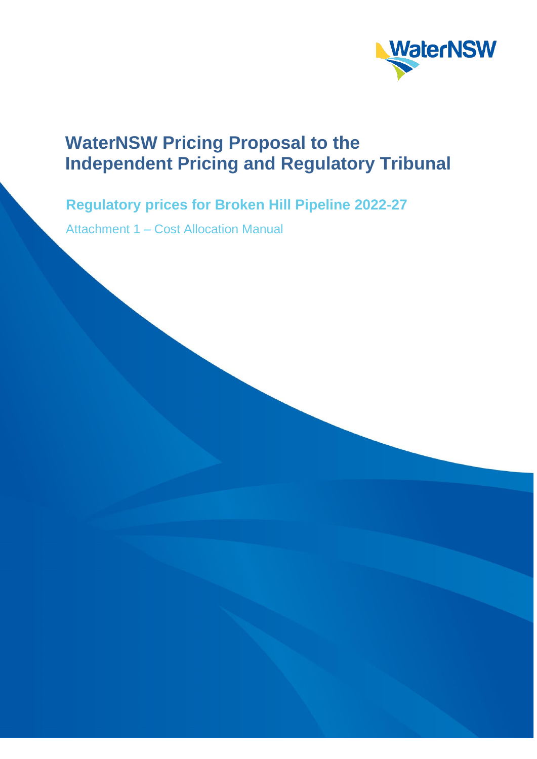# WaterNSW Pricing Proposal to the Independent Pricing and Regulatory Tribunal

## Regulatory prices for Broken Hill Pipeline 2022-27

Attachment 1 – Cost Allocation Manual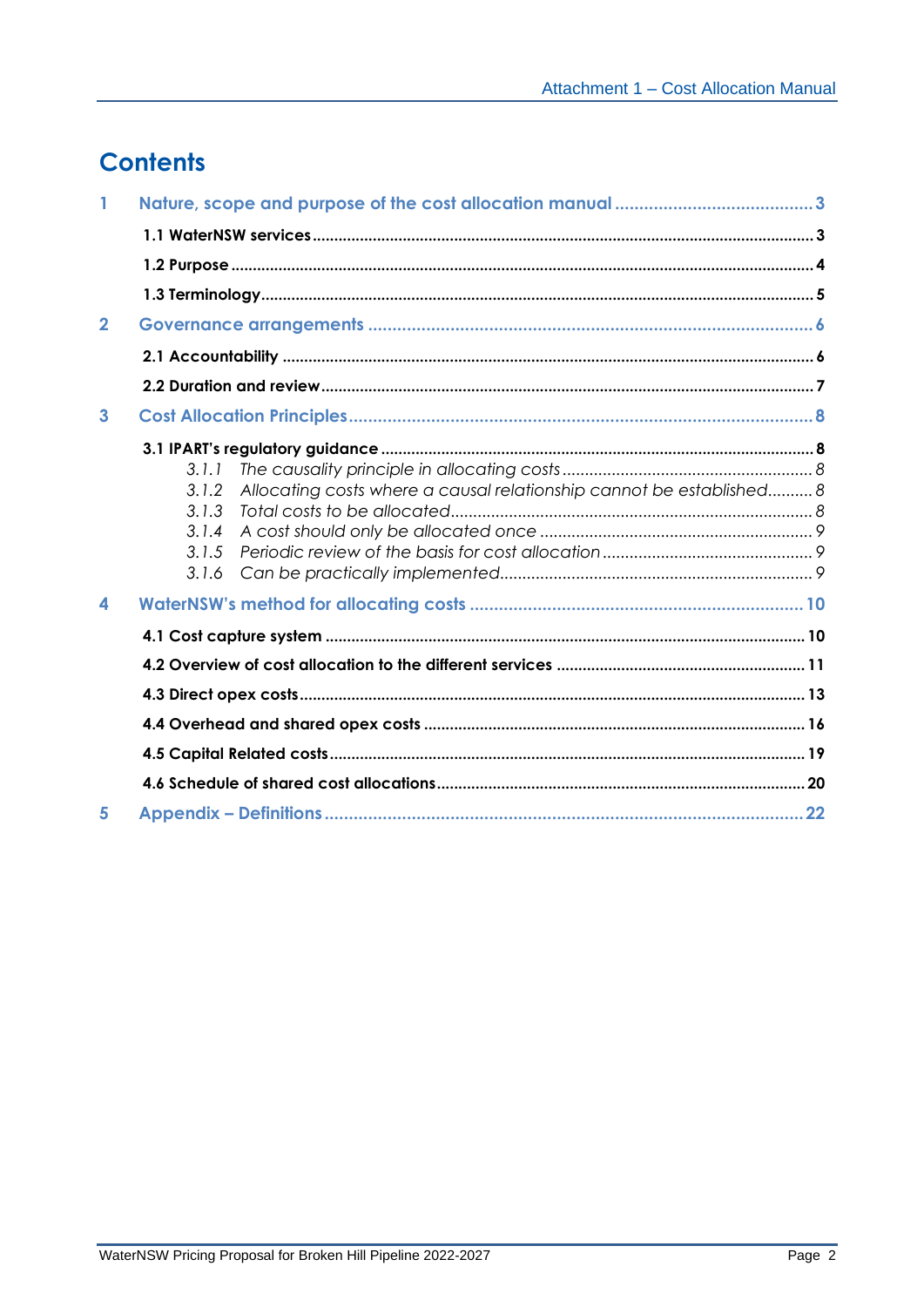# Contents

1 Nature, scope and purpose of the cost allocation manual ........ 3

- 1.1 WaterNSW services ........ 3
- 1.2 Purpose ........ 4
- 1.3 Terminology ........ 5

2 Governance arrangements ........ 6

- 2.1 Accountability ........ 6
- 2.2 Duration and review ........ 7

3 Cost Allocation Principles ........ 8

- 3.1 IPART's regulatory guidance ........ 8
  - *3.1.1 The causality principle in allocating costs ........ 8*
  - *3.1.2 Allocating costs where a causal relationship cannot be established ........ 8*
  - *3.1.3 Total costs to be allocated ........ 8*
  - *3.1.4 A cost should only be allocated once ........ 9*
  - *3.1.5 Periodic review of the basis for cost allocation ........ 9*
  - *3.1.6 Can be practically implemented ........ 9*

4 WaterNSW's method for allocating costs ........ 10

- 4.1 Cost capture system ........ 10
- 4.2 Overview of cost allocation to the different services ........ 11
- 4.3 Direct opex costs ........ 13
- 4.4 Overhead and shared opex costs ........ 16
- 4.5 Capital Related costs ........ 19
- 4.6 Schedule of shared cost allocations ........ 20

5 Appendix – Definitions ........ 22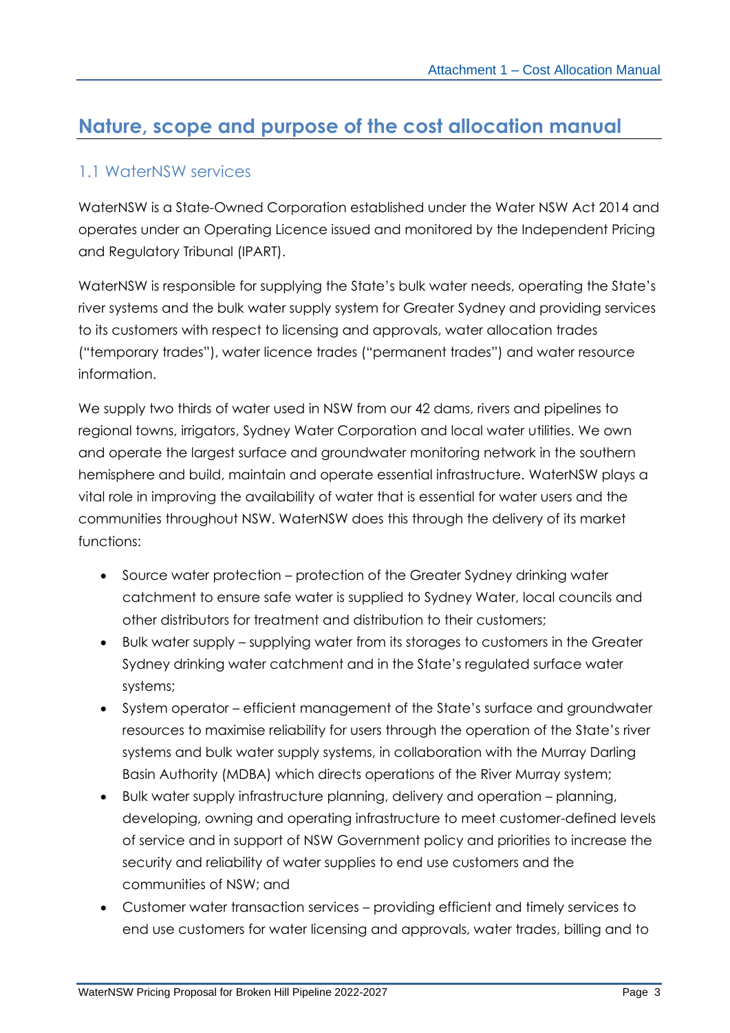# Nature, scope and purpose of the cost allocation manual

## 1.1 WaterNSW services

WaterNSW is a State-Owned Corporation established under the Water NSW Act 2014 and operates under an Operating Licence issued and monitored by the Independent Pricing and Regulatory Tribunal (IPART).

WaterNSW is responsible for supplying the State's bulk water needs, operating the State's river systems and the bulk water supply system for Greater Sydney and providing services to its customers with respect to licensing and approvals, water allocation trades ("temporary trades"), water licence trades ("permanent trades") and water resource information.

We supply two thirds of water used in NSW from our 42 dams, rivers and pipelines to regional towns, irrigators, Sydney Water Corporation and local water utilities. We own and operate the largest surface and groundwater monitoring network in the southern hemisphere and build, maintain and operate essential infrastructure. WaterNSW plays a vital role in improving the availability of water that is essential for water users and the communities throughout NSW. WaterNSW does this through the delivery of its market functions:

- Source water protection – protection of the Greater Sydney drinking water catchment to ensure safe water is supplied to Sydney Water, local councils and other distributors for treatment and distribution to their customers;
- Bulk water supply – supplying water from its storages to customers in the Greater Sydney drinking water catchment and in the State's regulated surface water systems;
- System operator – efficient management of the State's surface and groundwater resources to maximise reliability for users through the operation of the State's river systems and bulk water supply systems, in collaboration with the Murray Darling Basin Authority (MDBA) which directs operations of the River Murray system;
- Bulk water supply infrastructure planning, delivery and operation – planning, developing, owning and operating infrastructure to meet customer-defined levels of service and in support of NSW Government policy and priorities to increase the security and reliability of water supplies to end use customers and the communities of NSW; and
- Customer water transaction services – providing efficient and timely services to end use customers for water licensing and approvals, water trades, billing and to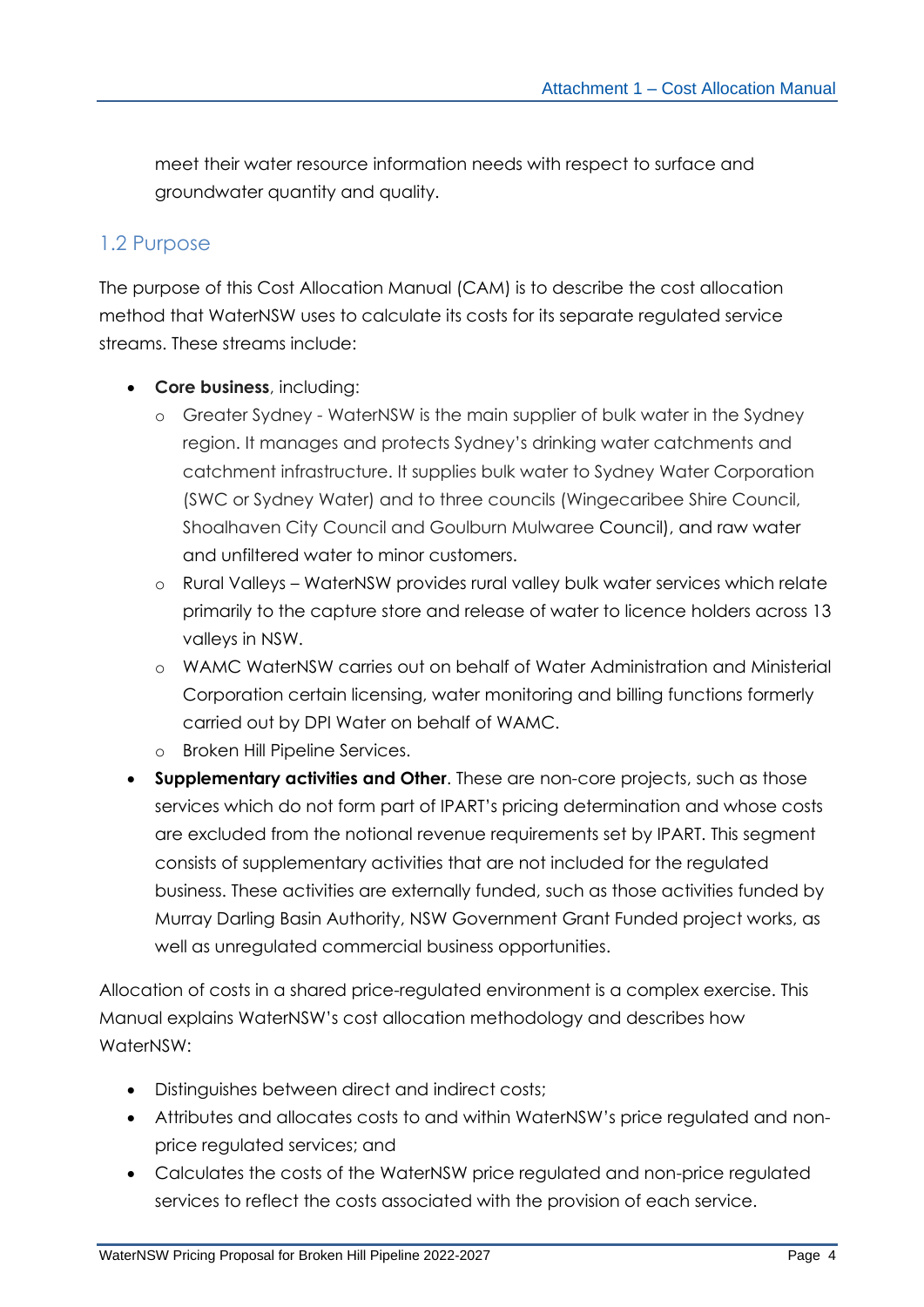meet their water resource information needs with respect to surface and groundwater quantity and quality.

## 1.2 Purpose

The purpose of this Cost Allocation Manual (CAM) is to describe the cost allocation method that WaterNSW uses to calculate its costs for its separate regulated service streams. These streams include:

- **Core business**, including:
  - Greater Sydney - WaterNSW is the main supplier of bulk water in the Sydney region. It manages and protects Sydney's drinking water catchments and catchment infrastructure. It supplies bulk water to Sydney Water Corporation (SWC or Sydney Water) and to three councils (Wingecaribee Shire Council, Shoalhaven City Council and Goulburn Mulwaree Council), and raw water and unfiltered water to minor customers.
  - Rural Valleys – WaterNSW provides rural valley bulk water services which relate primarily to the capture store and release of water to licence holders across 13 valleys in NSW.
  - WAMC WaterNSW carries out on behalf of Water Administration and Ministerial Corporation certain licensing, water monitoring and billing functions formerly carried out by DPI Water on behalf of WAMC.
  - Broken Hill Pipeline Services.
- **Supplementary activities and Other**. These are non-core projects, such as those services which do not form part of IPART's pricing determination and whose costs are excluded from the notional revenue requirements set by IPART. This segment consists of supplementary activities that are not included for the regulated business. These activities are externally funded, such as those activities funded by Murray Darling Basin Authority, NSW Government Grant Funded project works, as well as unregulated commercial business opportunities.

Allocation of costs in a shared price-regulated environment is a complex exercise. This Manual explains WaterNSW's cost allocation methodology and describes how WaterNSW:

- Distinguishes between direct and indirect costs;
- Attributes and allocates costs to and within WaterNSW's price regulated and non-price regulated services; and
- Calculates the costs of the WaterNSW price regulated and non-price regulated services to reflect the costs associated with the provision of each service.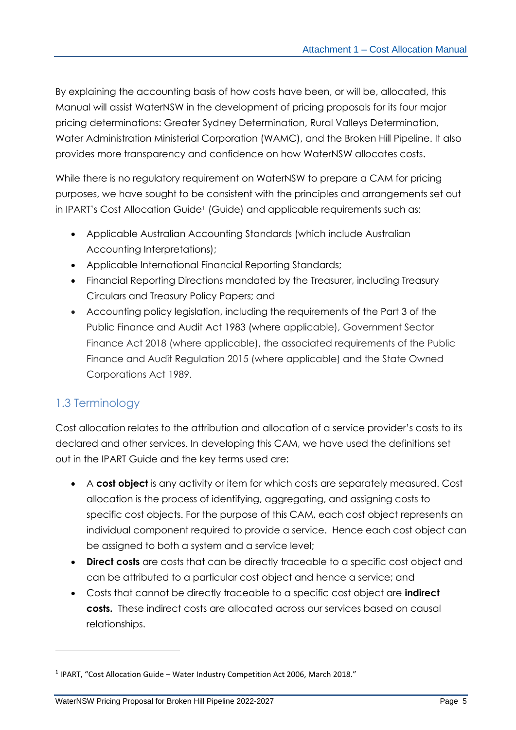By explaining the accounting basis of how costs have been, or will be, allocated, this Manual will assist WaterNSW in the development of pricing proposals for its four major pricing determinations: Greater Sydney Determination, Rural Valleys Determination, Water Administration Ministerial Corporation (WAMC), and the Broken Hill Pipeline. It also provides more transparency and confidence on how WaterNSW allocates costs.

While there is no regulatory requirement on WaterNSW to prepare a CAM for pricing purposes, we have sought to be consistent with the principles and arrangements set out in IPART's Cost Allocation Guide[1] (Guide) and applicable requirements such as:

- Applicable Australian Accounting Standards (which include Australian Accounting Interpretations);
- Applicable International Financial Reporting Standards;
- Financial Reporting Directions mandated by the Treasurer, including Treasury Circulars and Treasury Policy Papers; and
- Accounting policy legislation, including the requirements of the Part 3 of the Public Finance and Audit Act 1983 (where applicable), Government Sector Finance Act 2018 (where applicable), the associated requirements of the Public Finance and Audit Regulation 2015 (where applicable) and the State Owned Corporations Act 1989.

## 1.3 Terminology

Cost allocation relates to the attribution and allocation of a service provider's costs to its declared and other services. In developing this CAM, we have used the definitions set out in the IPART Guide and the key terms used are:

- A **cost object** is any activity or item for which costs are separately measured. Cost allocation is the process of identifying, aggregating, and assigning costs to specific cost objects. For the purpose of this CAM, each cost object represents an individual component required to provide a service. Hence each cost object can be assigned to both a system and a service level;
- **Direct costs** are costs that can be directly traceable to a specific cost object and can be attributed to a particular cost object and hence a service; and
- Costs that cannot be directly traceable to a specific cost object are **indirect costs.** These indirect costs are allocated across our services based on causal relationships.

---

[1] IPART, "Cost Allocation Guide – Water Industry Competition Act 2006, March 2018."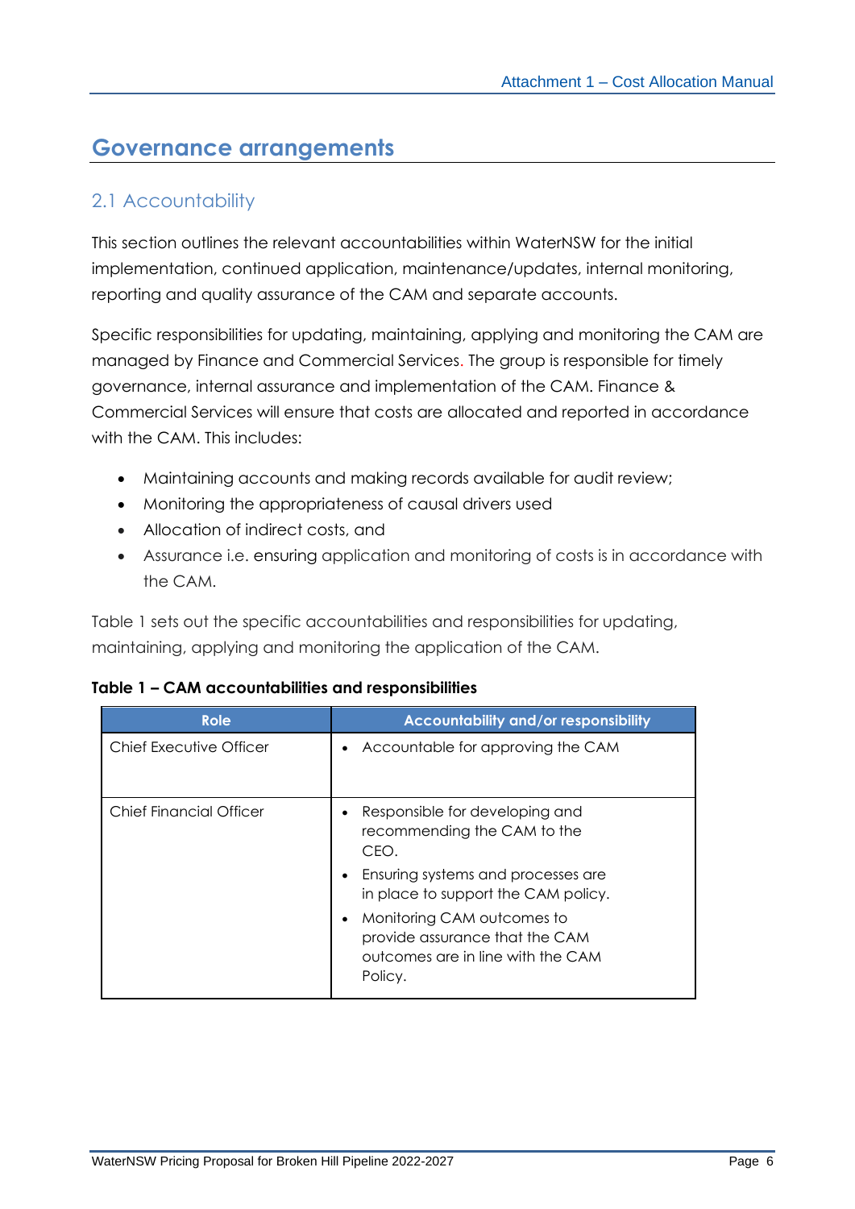# Governance arrangements

## 2.1 Accountability

This section outlines the relevant accountabilities within WaterNSW for the initial implementation, continued application, maintenance/updates, internal monitoring, reporting and quality assurance of the CAM and separate accounts.

Specific responsibilities for updating, maintaining, applying and monitoring the CAM are managed by Finance and Commercial Services. The group is responsible for timely governance, internal assurance and implementation of the CAM. Finance & Commercial Services will ensure that costs are allocated and reported in accordance with the CAM. This includes:

- Maintaining accounts and making records available for audit review;
- Monitoring the appropriateness of causal drivers used
- Allocation of indirect costs, and
- Assurance i.e. ensuring application and monitoring of costs is in accordance with the CAM.

Table 1 sets out the specific accountabilities and responsibilities for updating, maintaining, applying and monitoring the application of the CAM.

**Table 1 – CAM accountabilities and responsibilities**

| Role | Accountability and/or responsibility |
|---|---|
| Chief Executive Officer | • Accountable for approving the CAM |
| Chief Financial Officer | • Responsible for developing and recommending the CAM to the CEO.<br>• Ensuring systems and processes are in place to support the CAM policy.<br>• Monitoring CAM outcomes to provide assurance that the CAM outcomes are in line with the CAM Policy. |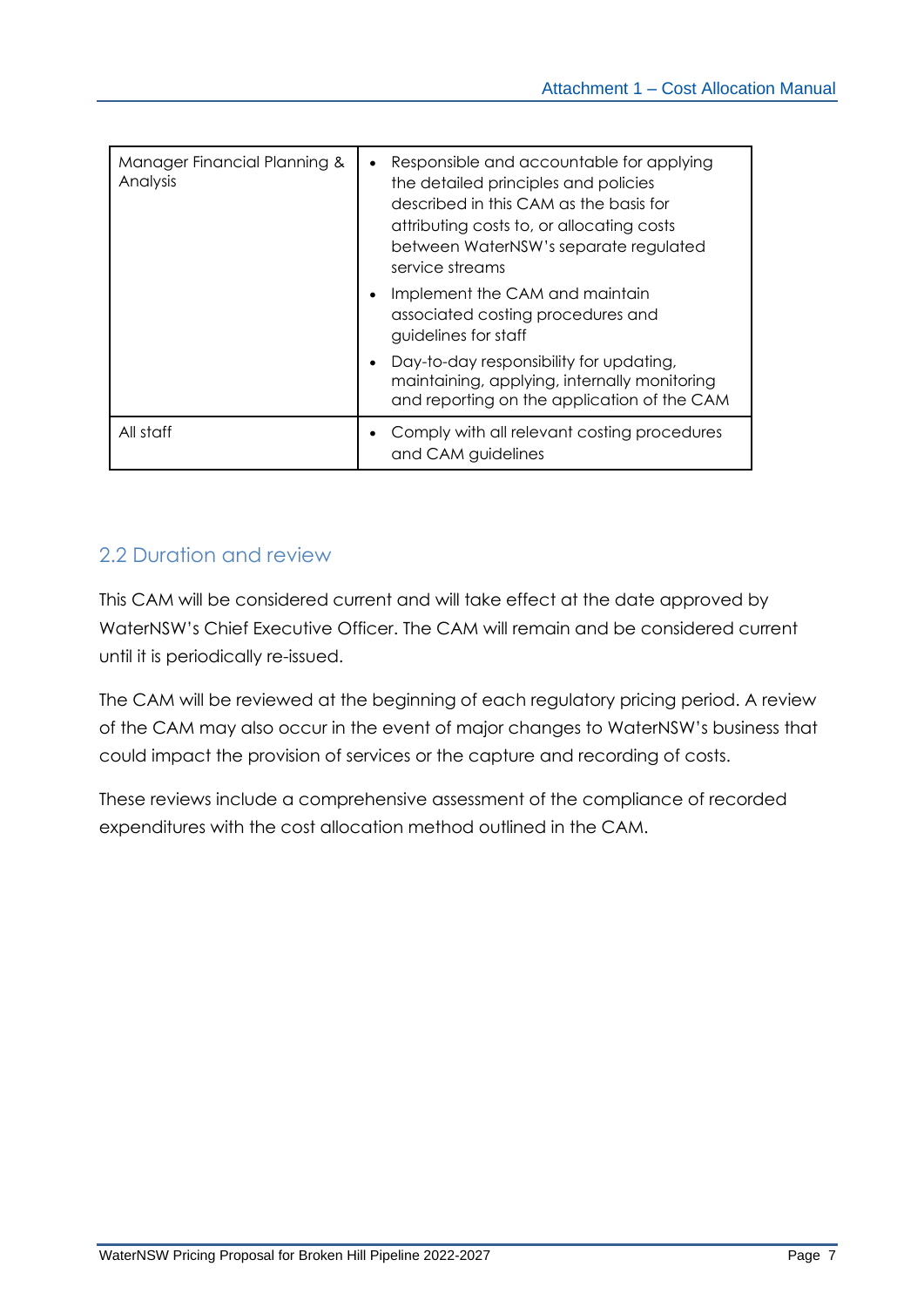| | |
|---|---|
| Manager Financial Planning & Analysis | • Responsible and accountable for applying the detailed principles and policies described in this CAM as the basis for attributing costs to, or allocating costs between WaterNSW's separate regulated service streams<br>• Implement the CAM and maintain associated costing procedures and guidelines for staff<br>• Day-to-day responsibility for updating, maintaining, applying, internally monitoring and reporting on the application of the CAM |
| All staff | • Comply with all relevant costing procedures and CAM guidelines |

## 2.2 Duration and review

This CAM will be considered current and will take effect at the date approved by WaterNSW's Chief Executive Officer. The CAM will remain and be considered current until it is periodically re-issued.

The CAM will be reviewed at the beginning of each regulatory pricing period. A review of the CAM may also occur in the event of major changes to WaterNSW's business that could impact the provision of services or the capture and recording of costs.

These reviews include a comprehensive assessment of the compliance of recorded expenditures with the cost allocation method outlined in the CAM.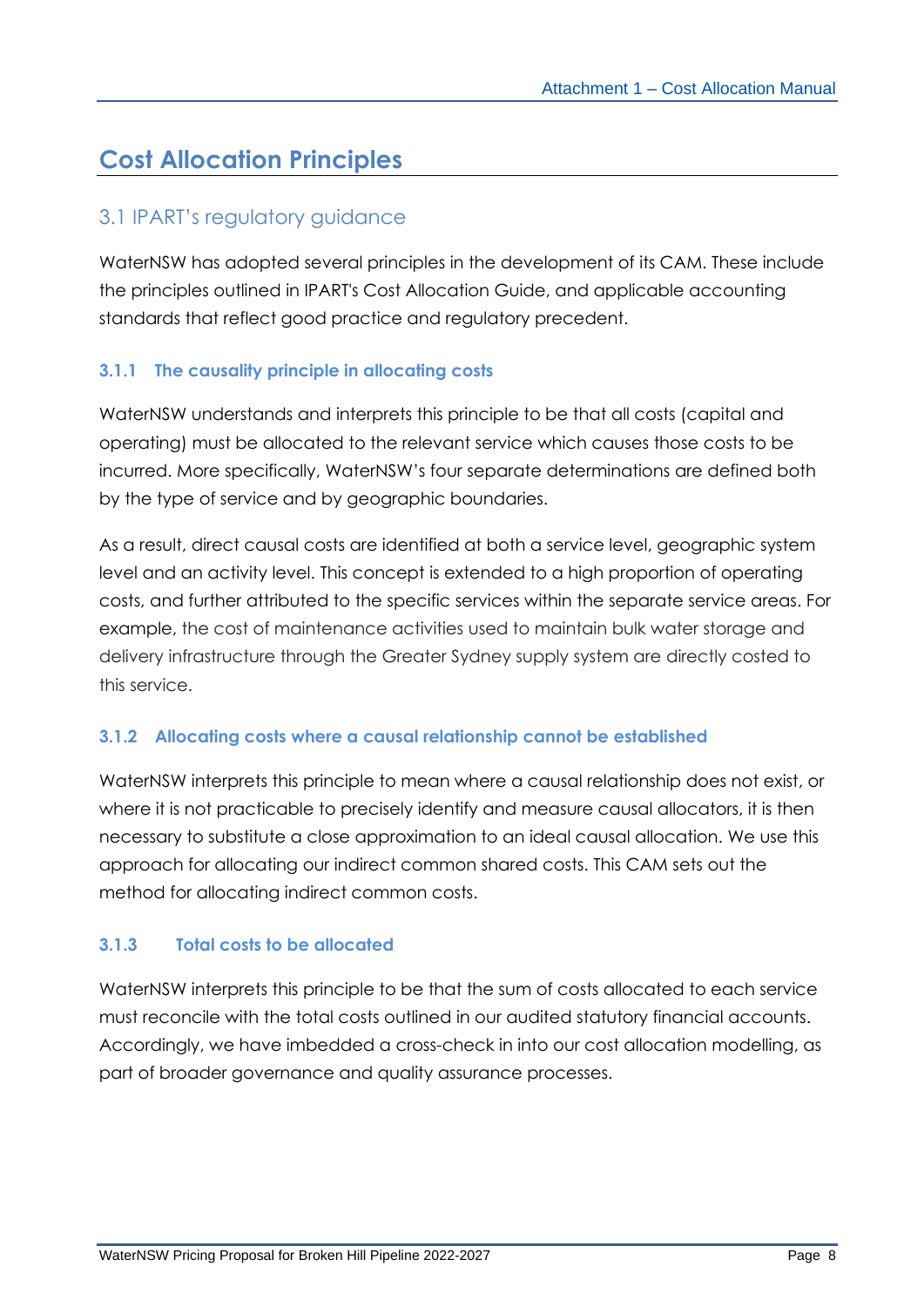# Cost Allocation Principles

## 3.1 IPART's regulatory guidance

WaterNSW has adopted several principles in the development of its CAM. These include the principles outlined in IPART's Cost Allocation Guide, and applicable accounting standards that reflect good practice and regulatory precedent.

### 3.1.1 The causality principle in allocating costs

WaterNSW understands and interprets this principle to be that all costs (capital and operating) must be allocated to the relevant service which causes those costs to be incurred. More specifically, WaterNSW's four separate determinations are defined both by the type of service and by geographic boundaries.

As a result, direct causal costs are identified at both a service level, geographic system level and an activity level. This concept is extended to a high proportion of operating costs, and further attributed to the specific services within the separate service areas. For example, the cost of maintenance activities used to maintain bulk water storage and delivery infrastructure through the Greater Sydney supply system are directly costed to this service.

### 3.1.2 Allocating costs where a causal relationship cannot be established

WaterNSW interprets this principle to mean where a causal relationship does not exist, or where it is not practicable to precisely identify and measure causal allocators, it is then necessary to substitute a close approximation to an ideal causal allocation. We use this approach for allocating our indirect common shared costs. This CAM sets out the method for allocating indirect common costs.

### 3.1.3 Total costs to be allocated

WaterNSW interprets this principle to be that the sum of costs allocated to each service must reconcile with the total costs outlined in our audited statutory financial accounts. Accordingly, we have imbedded a cross-check in into our cost allocation modelling, as part of broader governance and quality assurance processes.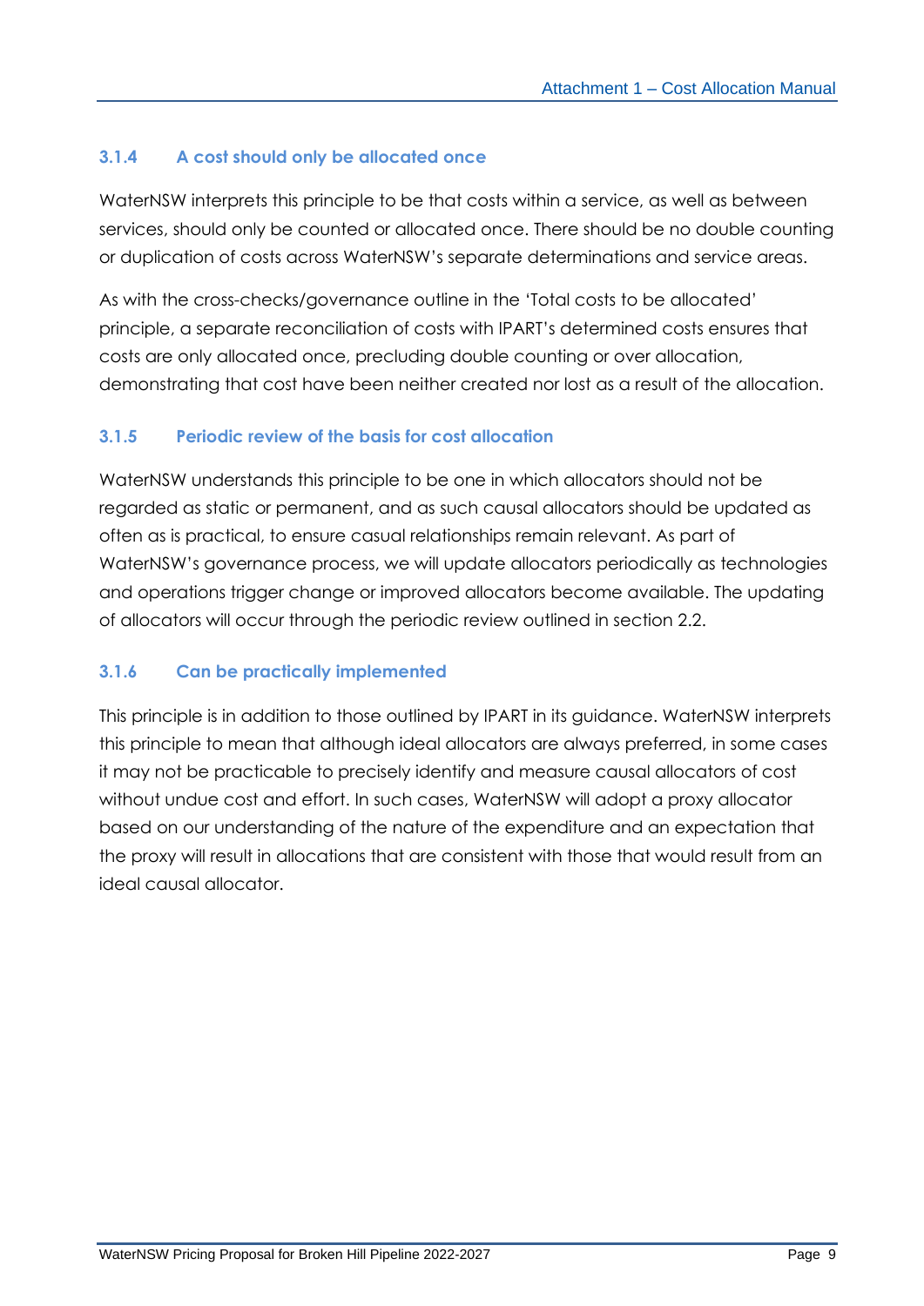### 3.1.4 A cost should only be allocated once

WaterNSW interprets this principle to be that costs within a service, as well as between services, should only be counted or allocated once. There should be no double counting or duplication of costs across WaterNSW's separate determinations and service areas.

As with the cross-checks/governance outline in the 'Total costs to be allocated' principle, a separate reconciliation of costs with IPART's determined costs ensures that costs are only allocated once, precluding double counting or over allocation, demonstrating that cost have been neither created nor lost as a result of the allocation.

### 3.1.5 Periodic review of the basis for cost allocation

WaterNSW understands this principle to be one in which allocators should not be regarded as static or permanent, and as such causal allocators should be updated as often as is practical, to ensure casual relationships remain relevant. As part of WaterNSW's governance process, we will update allocators periodically as technologies and operations trigger change or improved allocators become available. The updating of allocators will occur through the periodic review outlined in section 2.2.

### 3.1.6 Can be practically implemented

This principle is in addition to those outlined by IPART in its guidance. WaterNSW interprets this principle to mean that although ideal allocators are always preferred, in some cases it may not be practicable to precisely identify and measure causal allocators of cost without undue cost and effort. In such cases, WaterNSW will adopt a proxy allocator based on our understanding of the nature of the expenditure and an expectation that the proxy will result in allocations that are consistent with those that would result from an ideal causal allocator.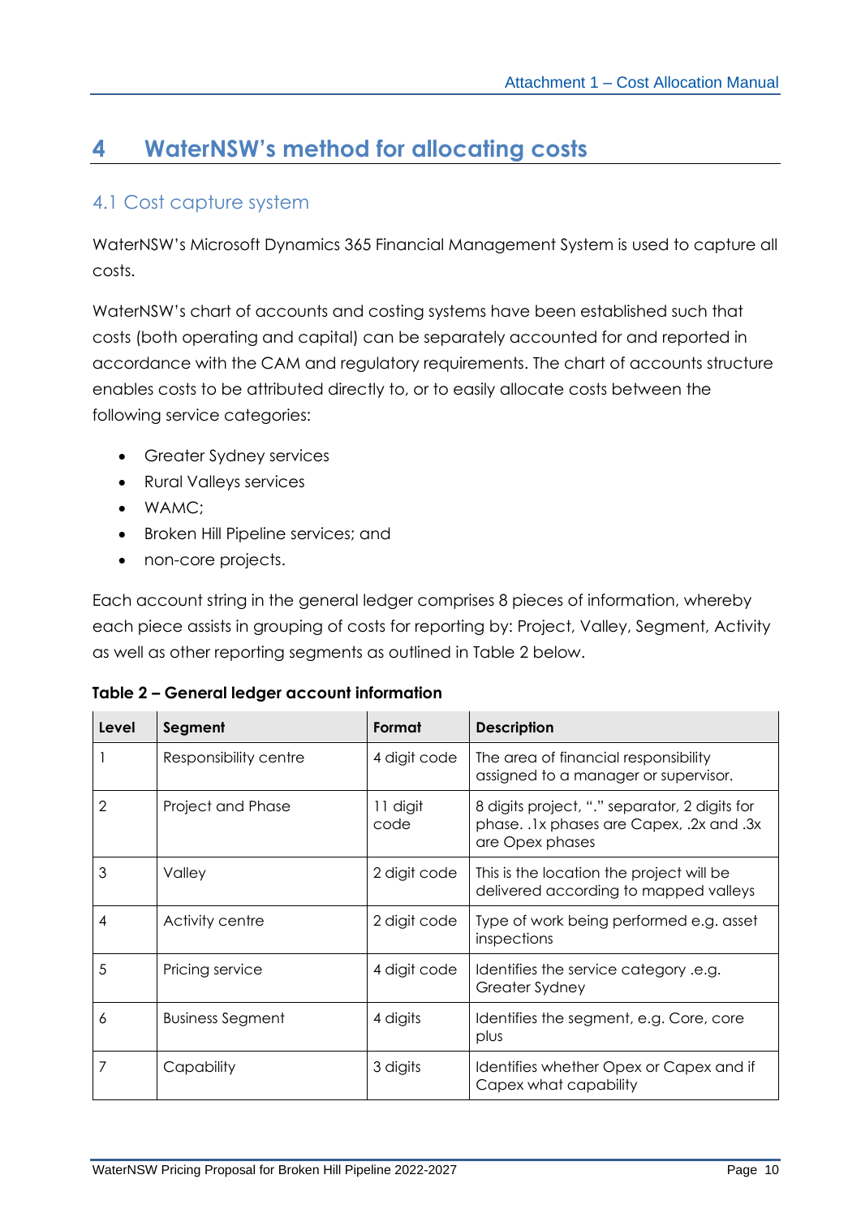# 4 WaterNSW's method for allocating costs

## 4.1 Cost capture system

WaterNSW's Microsoft Dynamics 365 Financial Management System is used to capture all costs.

WaterNSW's chart of accounts and costing systems have been established such that costs (both operating and capital) can be separately accounted for and reported in accordance with the CAM and regulatory requirements. The chart of accounts structure enables costs to be attributed directly to, or to easily allocate costs between the following service categories:

- Greater Sydney services
- Rural Valleys services
- WAMC;
- Broken Hill Pipeline services; and
- non-core projects.

Each account string in the general ledger comprises 8 pieces of information, whereby each piece assists in grouping of costs for reporting by: Project, Valley, Segment, Activity as well as other reporting segments as outlined in Table 2 below.

**Table 2 – General ledger account information**

| Level | Segment | Format | Description |
|---|---|---|---|
| 1 | Responsibility centre | 4 digit code | The area of financial responsibility assigned to a manager or supervisor. |
| 2 | Project and Phase | 11 digit code | 8 digits project, "." separator, 2 digits for phase. .1x phases are Capex, .2x and .3x are Opex phases |
| 3 | Valley | 2 digit code | This is the location the project will be delivered according to mapped valleys |
| 4 | Activity centre | 2 digit code | Type of work being performed e.g. asset inspections |
| 5 | Pricing service | 4 digit code | Identifies the service category .e.g. Greater Sydney |
| 6 | Business Segment | 4 digits | Identifies the segment, e.g. Core, core plus |
| 7 | Capability | 3 digits | Identifies whether Opex or Capex and if Capex what capability |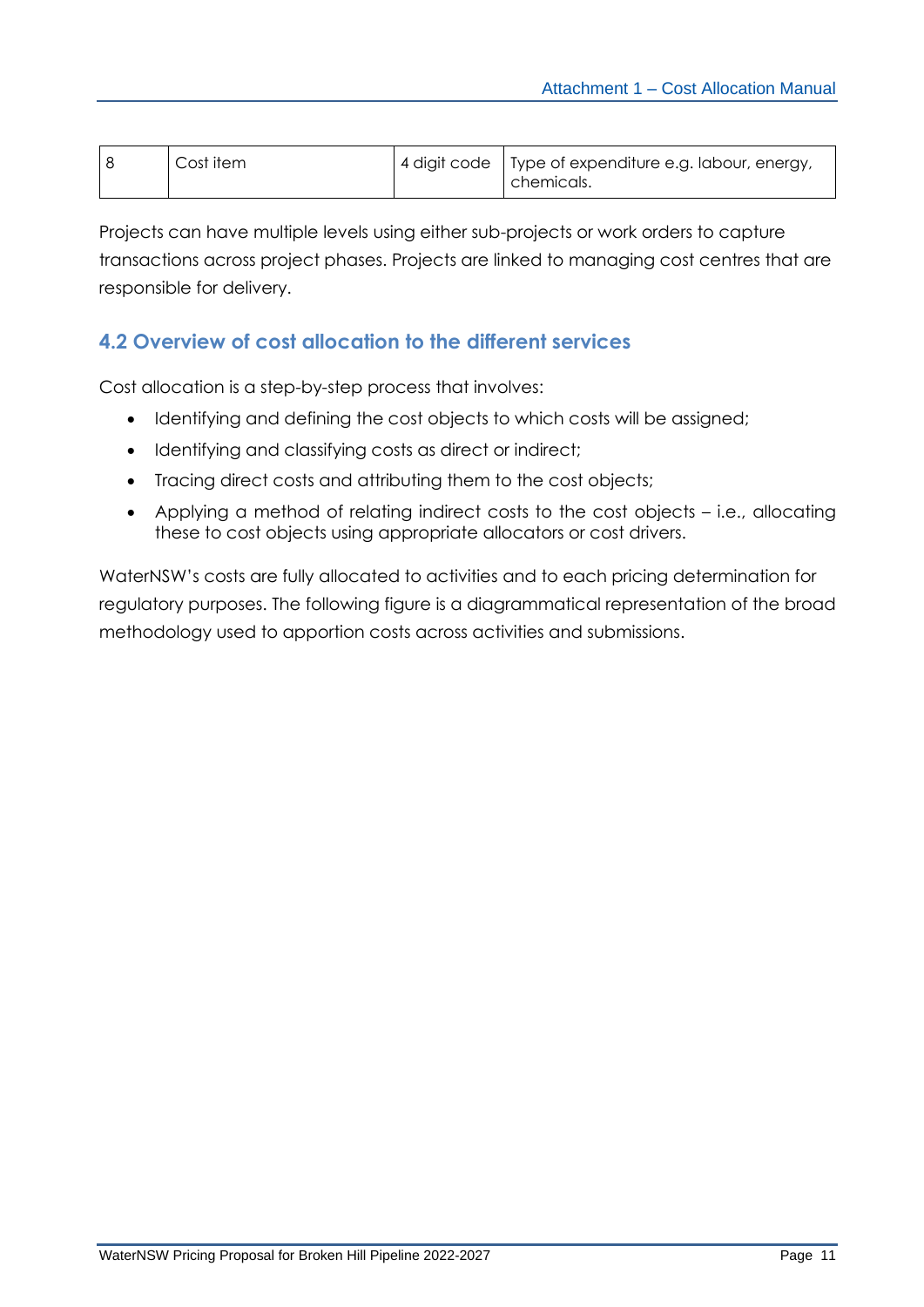| 8 | Cost item | 4 digit code | Type of expenditure e.g. labour, energy, chemicals. |
|---|---|---|---|

Projects can have multiple levels using either sub-projects or work orders to capture transactions across project phases. Projects are linked to managing cost centres that are responsible for delivery.

## 4.2 Overview of cost allocation to the different services

Cost allocation is a step-by-step process that involves:

- Identifying and defining the cost objects to which costs will be assigned;
- Identifying and classifying costs as direct or indirect;
- Tracing direct costs and attributing them to the cost objects;
- Applying a method of relating indirect costs to the cost objects – i.e., allocating these to cost objects using appropriate allocators or cost drivers.

WaterNSW's costs are fully allocated to activities and to each pricing determination for regulatory purposes. The following figure is a diagrammatical representation of the broad methodology used to apportion costs across activities and submissions.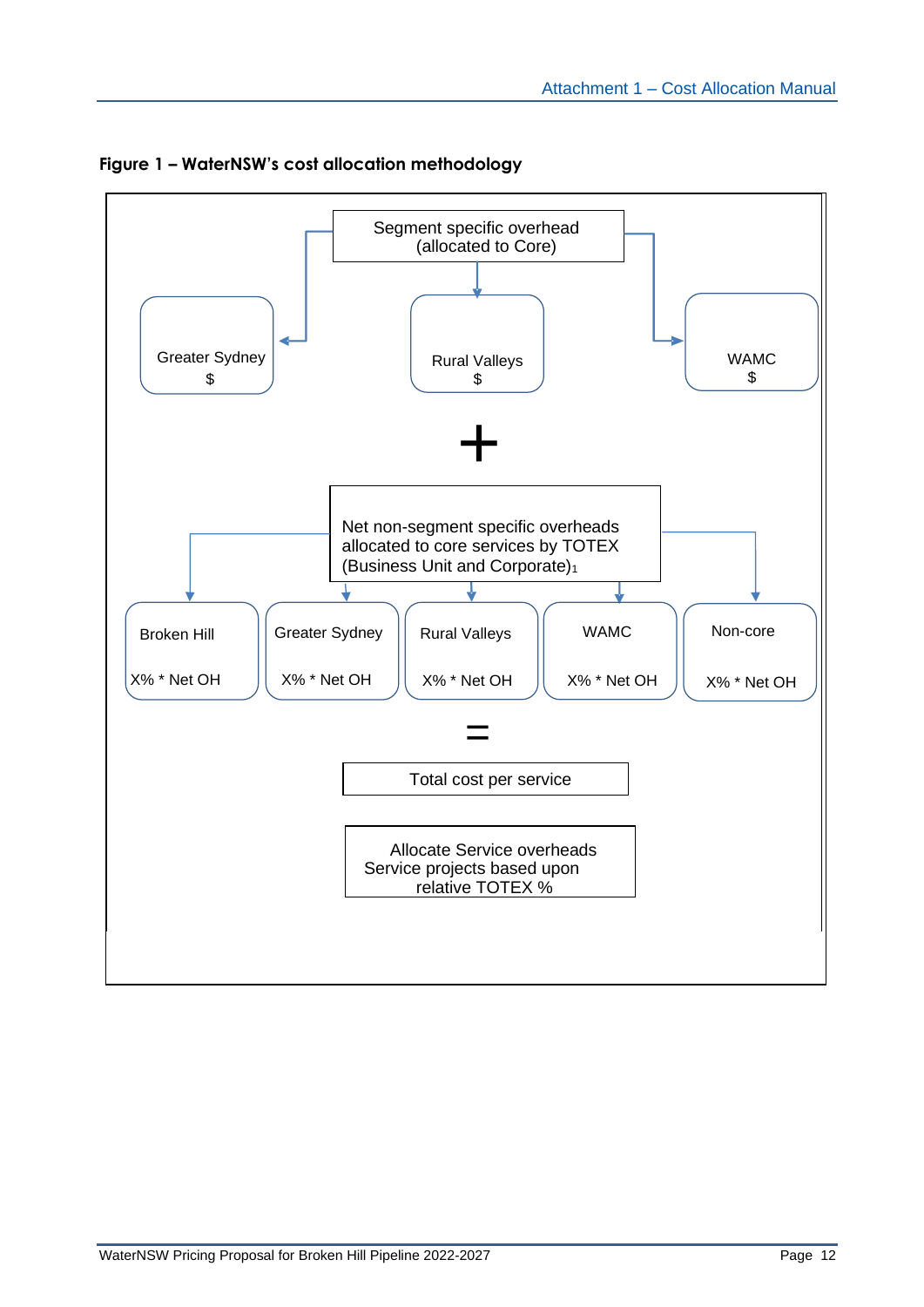**Figure 1 – WaterNSW's cost allocation methodology**

Segment specific overhead (allocated to Core)

- Greater Sydney $
- Rural Valleys $
- WAMC $

+

Net non-segment specific overheads allocated to core services by TOTEX (Business Unit and Corporate)[1]

- Broken Hill X% * Net OH
- Greater Sydney X% * Net OH
- Rural Valleys X% * Net OH
- WAMC X% * Net OH
- Non-core X% * Net OH

=

Total cost per service

Allocate Service overheads Service projects based upon relative TOTEX %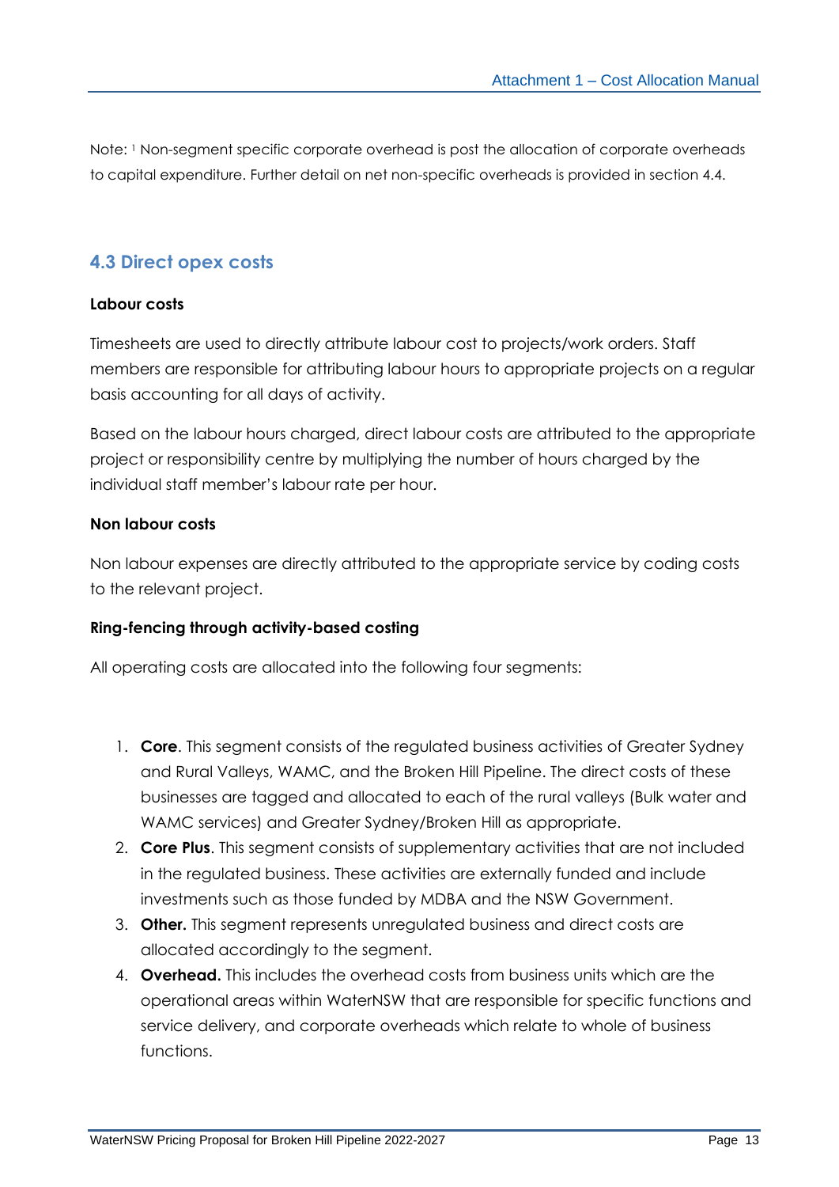Note: [1] Non-segment specific corporate overhead is post the allocation of corporate overheads to capital expenditure. Further detail on net non-specific overheads is provided in section 4.4.

## 4.3 Direct opex costs

**Labour costs**

Timesheets are used to directly attribute labour cost to projects/work orders. Staff members are responsible for attributing labour hours to appropriate projects on a regular basis accounting for all days of activity.

Based on the labour hours charged, direct labour costs are attributed to the appropriate project or responsibility centre by multiplying the number of hours charged by the individual staff member's labour rate per hour.

**Non labour costs**

Non labour expenses are directly attributed to the appropriate service by coding costs to the relevant project.

**Ring-fencing through activity-based costing**

All operating costs are allocated into the following four segments:

1. **Core**. This segment consists of the regulated business activities of Greater Sydney and Rural Valleys, WAMC, and the Broken Hill Pipeline. The direct costs of these businesses are tagged and allocated to each of the rural valleys (Bulk water and WAMC services) and Greater Sydney/Broken Hill as appropriate.
2. **Core Plus**. This segment consists of supplementary activities that are not included in the regulated business. These activities are externally funded and include investments such as those funded by MDBA and the NSW Government.
3. **Other.** This segment represents unregulated business and direct costs are allocated accordingly to the segment.
4. **Overhead.** This includes the overhead costs from business units which are the operational areas within WaterNSW that are responsible for specific functions and service delivery, and corporate overheads which relate to whole of business functions.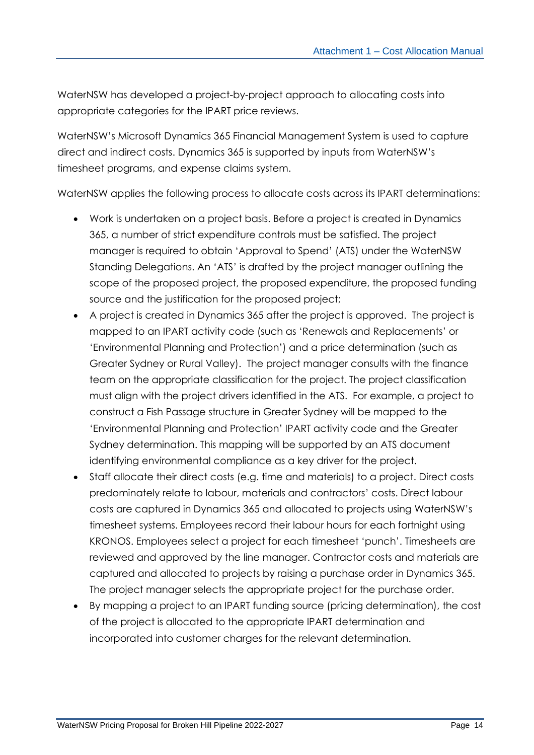WaterNSW has developed a project-by-project approach to allocating costs into appropriate categories for the IPART price reviews.

WaterNSW's Microsoft Dynamics 365 Financial Management System is used to capture direct and indirect costs. Dynamics 365 is supported by inputs from WaterNSW's timesheet programs, and expense claims system.

WaterNSW applies the following process to allocate costs across its IPART determinations:

- Work is undertaken on a project basis. Before a project is created in Dynamics 365, a number of strict expenditure controls must be satisfied. The project manager is required to obtain 'Approval to Spend' (ATS) under the WaterNSW Standing Delegations. An 'ATS' is drafted by the project manager outlining the scope of the proposed project, the proposed expenditure, the proposed funding source and the justification for the proposed project;
- A project is created in Dynamics 365 after the project is approved. The project is mapped to an IPART activity code (such as 'Renewals and Replacements' or 'Environmental Planning and Protection') and a price determination (such as Greater Sydney or Rural Valley). The project manager consults with the finance team on the appropriate classification for the project. The project classification must align with the project drivers identified in the ATS. For example, a project to construct a Fish Passage structure in Greater Sydney will be mapped to the 'Environmental Planning and Protection' IPART activity code and the Greater Sydney determination. This mapping will be supported by an ATS document identifying environmental compliance as a key driver for the project.
- Staff allocate their direct costs (e.g. time and materials) to a project. Direct costs predominately relate to labour, materials and contractors' costs. Direct labour costs are captured in Dynamics 365 and allocated to projects using WaterNSW's timesheet systems. Employees record their labour hours for each fortnight using KRONOS. Employees select a project for each timesheet 'punch'. Timesheets are reviewed and approved by the line manager. Contractor costs and materials are captured and allocated to projects by raising a purchase order in Dynamics 365. The project manager selects the appropriate project for the purchase order.
- By mapping a project to an IPART funding source (pricing determination), the cost of the project is allocated to the appropriate IPART determination and incorporated into customer charges for the relevant determination.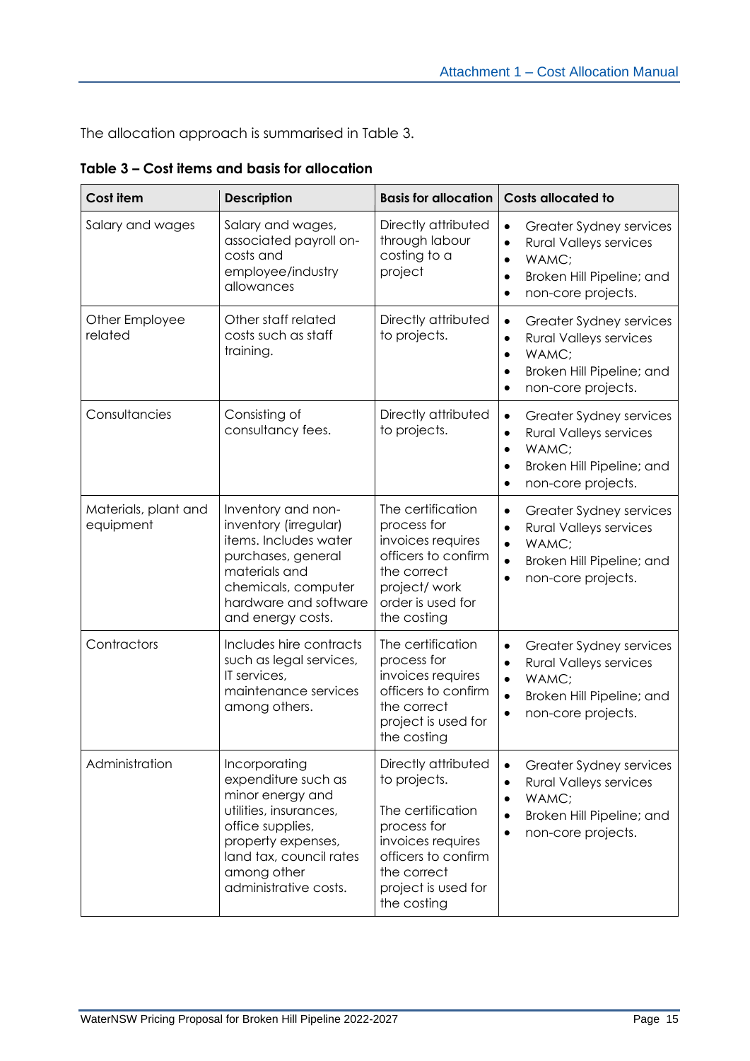The allocation approach is summarised in Table 3.

**Table 3 – Cost items and basis for allocation**

| Cost item | Description | Basis for allocation | Costs allocated to |
|---|---|---|---|
| Salary and wages | Salary and wages, associated payroll on-costs and employee/industry allowances | Directly attributed through labour costing to a project | • Greater Sydney services<br>• Rural Valleys services<br>• WAMC;<br>• Broken Hill Pipeline; and<br>• non-core projects. |
| Other Employee related | Other staff related costs such as staff training. | Directly attributed to projects. | • Greater Sydney services<br>• Rural Valleys services<br>• WAMC;<br>• Broken Hill Pipeline; and<br>• non-core projects. |
| Consultancies | Consisting of consultancy fees. | Directly attributed to projects. | • Greater Sydney services<br>• Rural Valleys services<br>• WAMC;<br>• Broken Hill Pipeline; and<br>• non-core projects. |
| Materials, plant and equipment | Inventory and non-inventory (irregular) items. Includes water purchases, general materials and chemicals, computer hardware and software and energy costs. | The certification process for invoices requires officers to confirm the correct project/ work order is used for the costing | • Greater Sydney services<br>• Rural Valleys services<br>• WAMC;<br>• Broken Hill Pipeline; and<br>• non-core projects. |
| Contractors | Includes hire contracts such as legal services, IT services, maintenance services among others. | The certification process for invoices requires officers to confirm the correct project is used for the costing | • Greater Sydney services<br>• Rural Valleys services<br>• WAMC;<br>• Broken Hill Pipeline; and<br>• non-core projects. |
| Administration | Incorporating expenditure such as minor energy and utilities, insurances, office supplies, property expenses, land tax, council rates among other administrative costs. | Directly attributed to projects.<br><br>The certification process for invoices requires officers to confirm the correct project is used for the costing | • Greater Sydney services<br>• Rural Valleys services<br>• WAMC;<br>• Broken Hill Pipeline; and<br>• non-core projects. |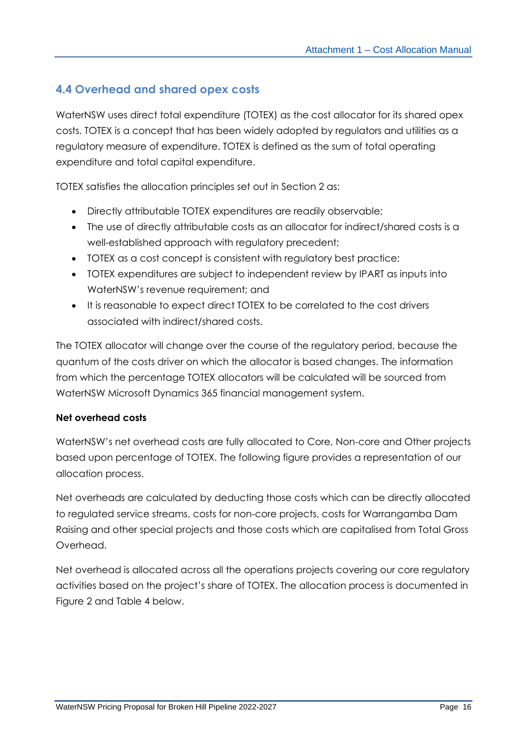## 4.4 Overhead and shared opex costs

WaterNSW uses direct total expenditure (TOTEX) as the cost allocator for its shared opex costs. TOTEX is a concept that has been widely adopted by regulators and utilities as a regulatory measure of expenditure. TOTEX is defined as the sum of total operating expenditure and total capital expenditure.

TOTEX satisfies the allocation principles set out in Section 2 as:

- Directly attributable TOTEX expenditures are readily observable;
- The use of directly attributable costs as an allocator for indirect/shared costs is a well-established approach with regulatory precedent;
- TOTEX as a cost concept is consistent with regulatory best practice;
- TOTEX expenditures are subject to independent review by IPART as inputs into WaterNSW's revenue requirement; and
- It is reasonable to expect direct TOTEX to be correlated to the cost drivers associated with indirect/shared costs.

The TOTEX allocator will change over the course of the regulatory period, because the quantum of the costs driver on which the allocator is based changes. The information from which the percentage TOTEX allocators will be calculated will be sourced from WaterNSW Microsoft Dynamics 365 financial management system.

**Net overhead costs**

WaterNSW's net overhead costs are fully allocated to Core, Non-core and Other projects based upon percentage of TOTEX. The following figure provides a representation of our allocation process.

Net overheads are calculated by deducting those costs which can be directly allocated to regulated service streams, costs for non-core projects, costs for Warrangamba Dam Raising and other special projects and those costs which are capitalised from Total Gross Overhead.

Net overhead is allocated across all the operations projects covering our core regulatory activities based on the project's share of TOTEX. The allocation process is documented in Figure 2 and Table 4 below.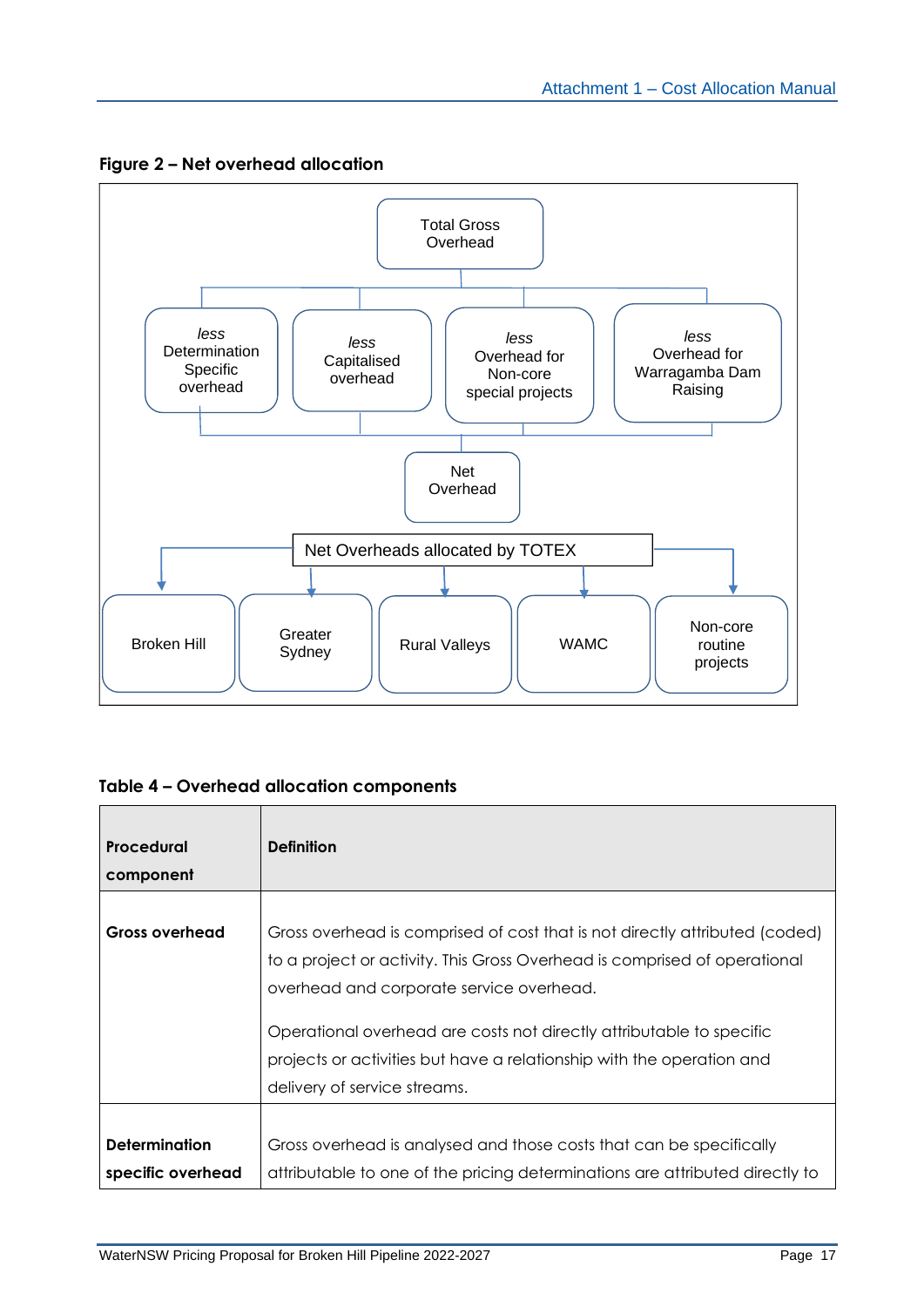**Figure 2 – Net overhead allocation**

Total Gross Overhead

*less* Determination Specific overhead

*less* Capitalised overhead

*less* Overhead for Non-core special projects

*less* Overhead for Warragamba Dam Raising

Net Overhead

Net Overheads allocated by TOTEX

Broken Hill

Greater Sydney

Rural Valleys

WAMC

Non-core routine projects

**Table 4 – Overhead allocation components**

| Procedural component | Definition |
|---|---|
| **Gross overhead** | Gross overhead is comprised of cost that is not directly attributed (coded) to a project or activity. This Gross Overhead is comprised of operational overhead and corporate service overhead.<br><br>Operational overhead are costs not directly attributable to specific projects or activities but have a relationship with the operation and delivery of service streams. |
| **Determination specific overhead** | Gross overhead is analysed and those costs that can be specifically attributable to one of the pricing determinations are attributed directly to |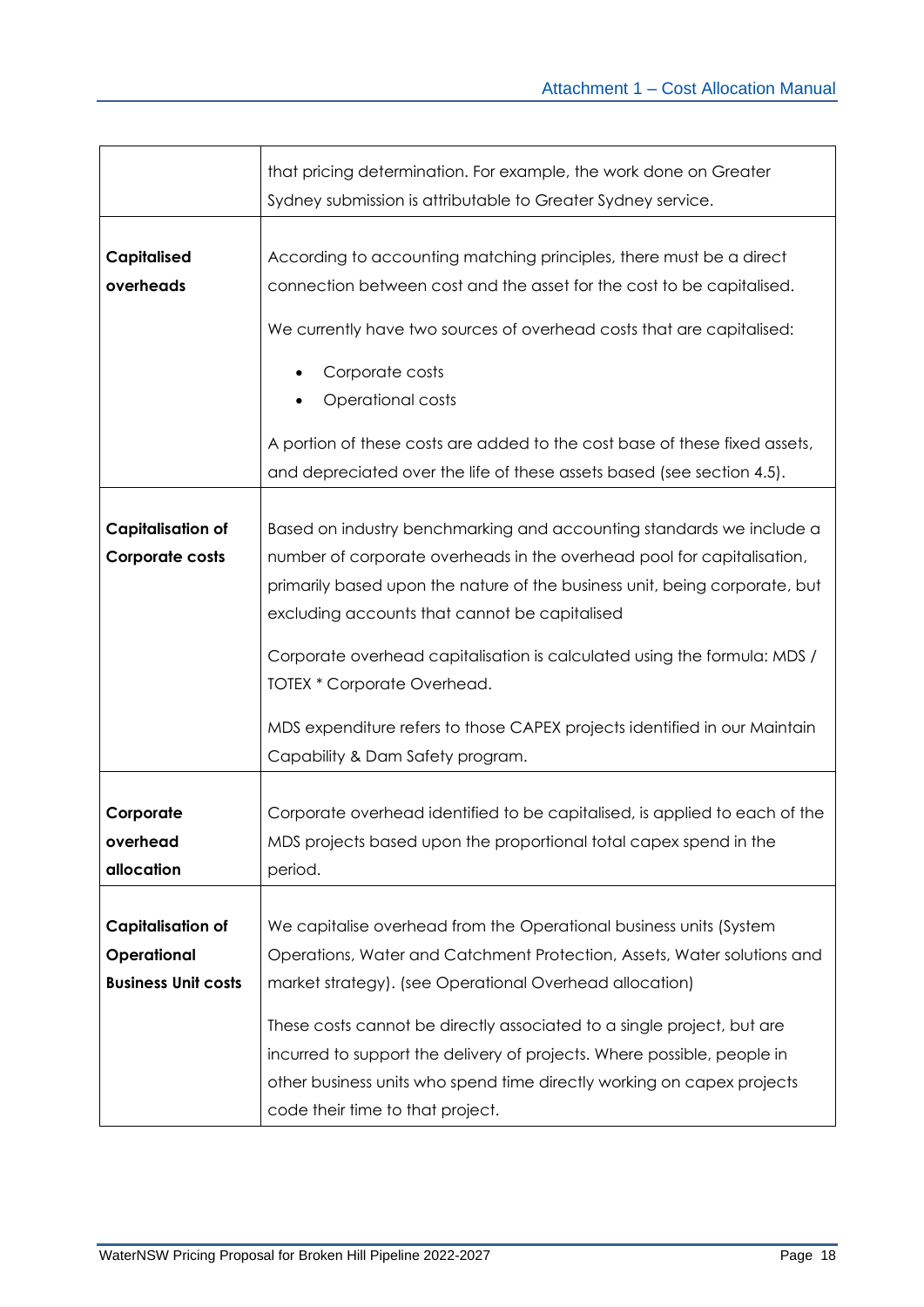| | |
|---|---|
| | that pricing determination. For example, the work done on Greater Sydney submission is attributable to Greater Sydney service. |
| **Capitalised overheads** | According to accounting matching principles, there must be a direct connection between cost and the asset for the cost to be capitalised.<br><br>We currently have two sources of overhead costs that are capitalised:<br><br>• Corporate costs<br>• Operational costs<br><br>A portion of these costs are added to the cost base of these fixed assets, and depreciated over the life of these assets based (see section 4.5). |
| **Capitalisation of Corporate costs** | Based on industry benchmarking and accounting standards we include a number of corporate overheads in the overhead pool for capitalisation, primarily based upon the nature of the business unit, being corporate, but excluding accounts that cannot be capitalised<br><br>Corporate overhead capitalisation is calculated using the formula: MDS / TOTEX * Corporate Overhead.<br><br>MDS expenditure refers to those CAPEX projects identified in our Maintain Capability & Dam Safety program. |
| **Corporate overhead allocation** | Corporate overhead identified to be capitalised, is applied to each of the MDS projects based upon the proportional total capex spend in the period. |
| **Capitalisation of Operational Business Unit costs** | We capitalise overhead from the Operational business units (System Operations, Water and Catchment Protection, Assets, Water solutions and market strategy). (see Operational Overhead allocation)<br><br>These costs cannot be directly associated to a single project, but are incurred to support the delivery of projects. Where possible, people in other business units who spend time directly working on capex projects code their time to that project. |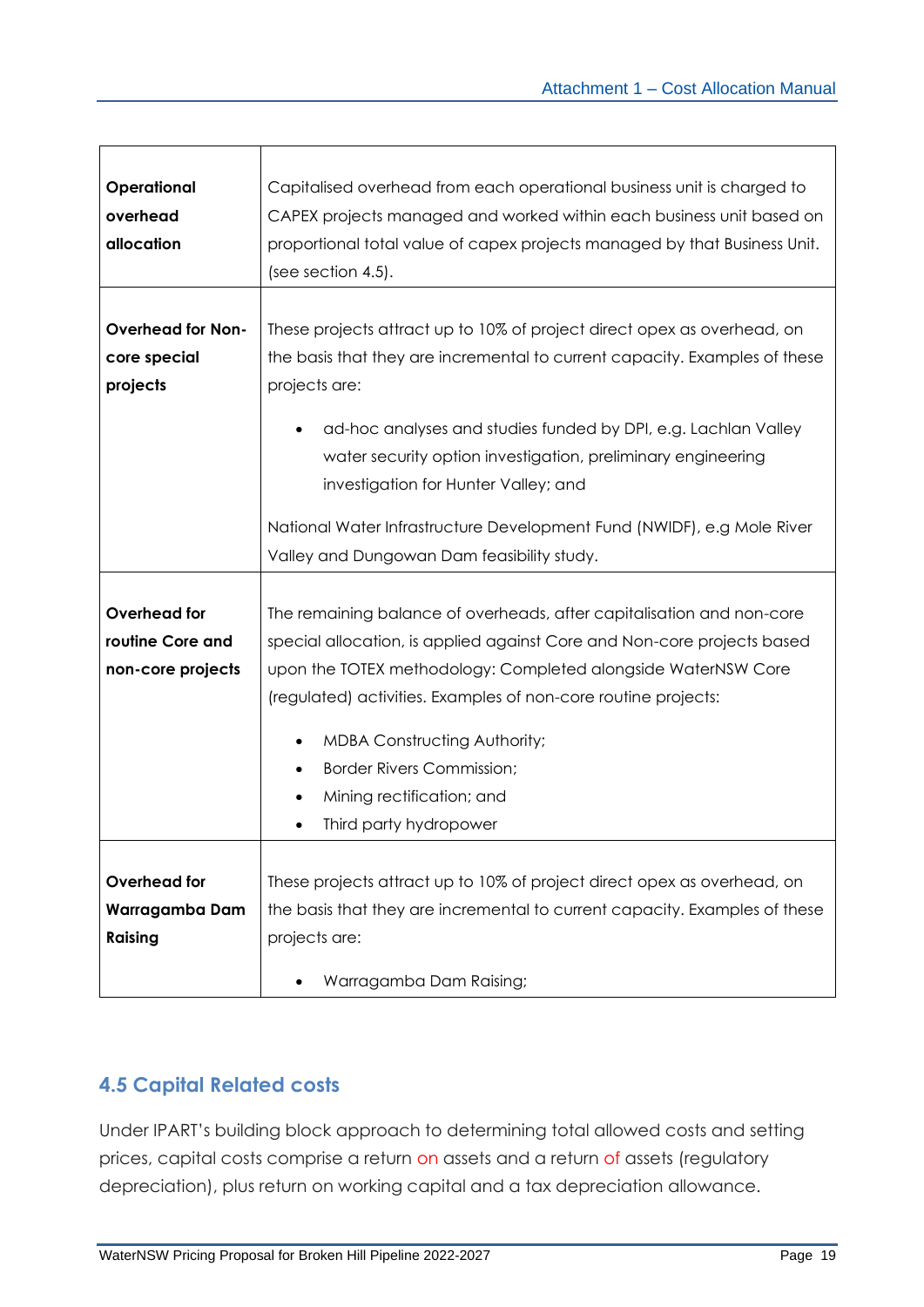| | |
|---|---|
| **Operational overhead allocation** | Capitalised overhead from each operational business unit is charged to CAPEX projects managed and worked within each business unit based on proportional total value of capex projects managed by that Business Unit. (see section 4.5). |
| **Overhead for Non-core special projects** | These projects attract up to 10% of project direct opex as overhead, on the basis that they are incremental to current capacity. Examples of these projects are: <br>• ad-hoc analyses and studies funded by DPI, e.g. Lachlan Valley water security option investigation, preliminary engineering investigation for Hunter Valley; and <br>National Water Infrastructure Development Fund (NWIDF), e.g Mole River Valley and Dungowan Dam feasibility study. |
| **Overhead for routine Core and non-core projects** | The remaining balance of overheads, after capitalisation and non-core special allocation, is applied against Core and Non-core projects based upon the TOTEX methodology: Completed alongside WaterNSW Core (regulated) activities. Examples of non-core routine projects: <br>• MDBA Constructing Authority; <br>• Border Rivers Commission; <br>• Mining rectification; and <br>• Third party hydropower |
| **Overhead for Warragamba Dam Raising** | These projects attract up to 10% of project direct opex as overhead, on the basis that they are incremental to current capacity. Examples of these projects are: <br>• Warragamba Dam Raising; |

## 4.5 Capital Related costs

Under IPART's building block approach to determining total allowed costs and setting prices, capital costs comprise a return on assets and a return of assets (regulatory depreciation), plus return on working capital and a tax depreciation allowance.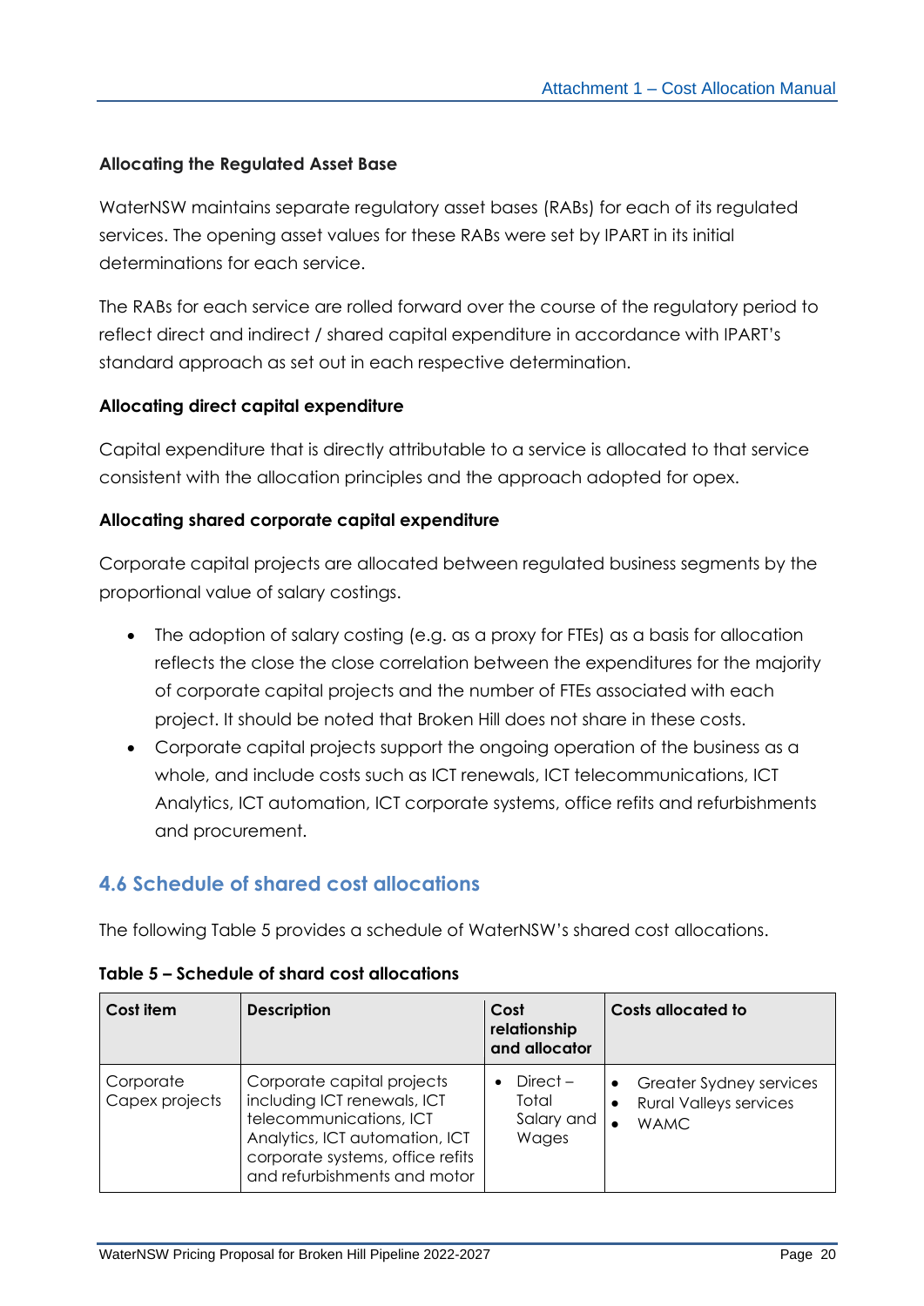#### Allocating the Regulated Asset Base

WaterNSW maintains separate regulatory asset bases (RABs) for each of its regulated services. The opening asset values for these RABs were set by IPART in its initial determinations for each service.

The RABs for each service are rolled forward over the course of the regulatory period to reflect direct and indirect / shared capital expenditure in accordance with IPART's standard approach as set out in each respective determination.

#### Allocating direct capital expenditure

Capital expenditure that is directly attributable to a service is allocated to that service consistent with the allocation principles and the approach adopted for opex.

#### Allocating shared corporate capital expenditure

Corporate capital projects are allocated between regulated business segments by the proportional value of salary costings.

- The adoption of salary costing (e.g. as a proxy for FTEs) as a basis for allocation reflects the close the close correlation between the expenditures for the majority of corporate capital projects and the number of FTEs associated with each project. It should be noted that Broken Hill does not share in these costs.
- Corporate capital projects support the ongoing operation of the business as a whole, and include costs such as ICT renewals, ICT telecommunications, ICT Analytics, ICT automation, ICT corporate systems, office refits and refurbishments and procurement.

## 4.6 Schedule of shared cost allocations

The following Table 5 provides a schedule of WaterNSW's shared cost allocations.

**Table 5 – Schedule of shard cost allocations**

| Cost item | Description | Cost relationship and allocator | Costs allocated to |
|---|---|---|---|
| Corporate Capex projects | Corporate capital projects including ICT renewals, ICT telecommunications, ICT Analytics, ICT automation, ICT corporate systems, office refits and refurbishments and motor | • Direct – Total Salary and Wages | • Greater Sydney services<br>• Rural Valleys services<br>• WAMC |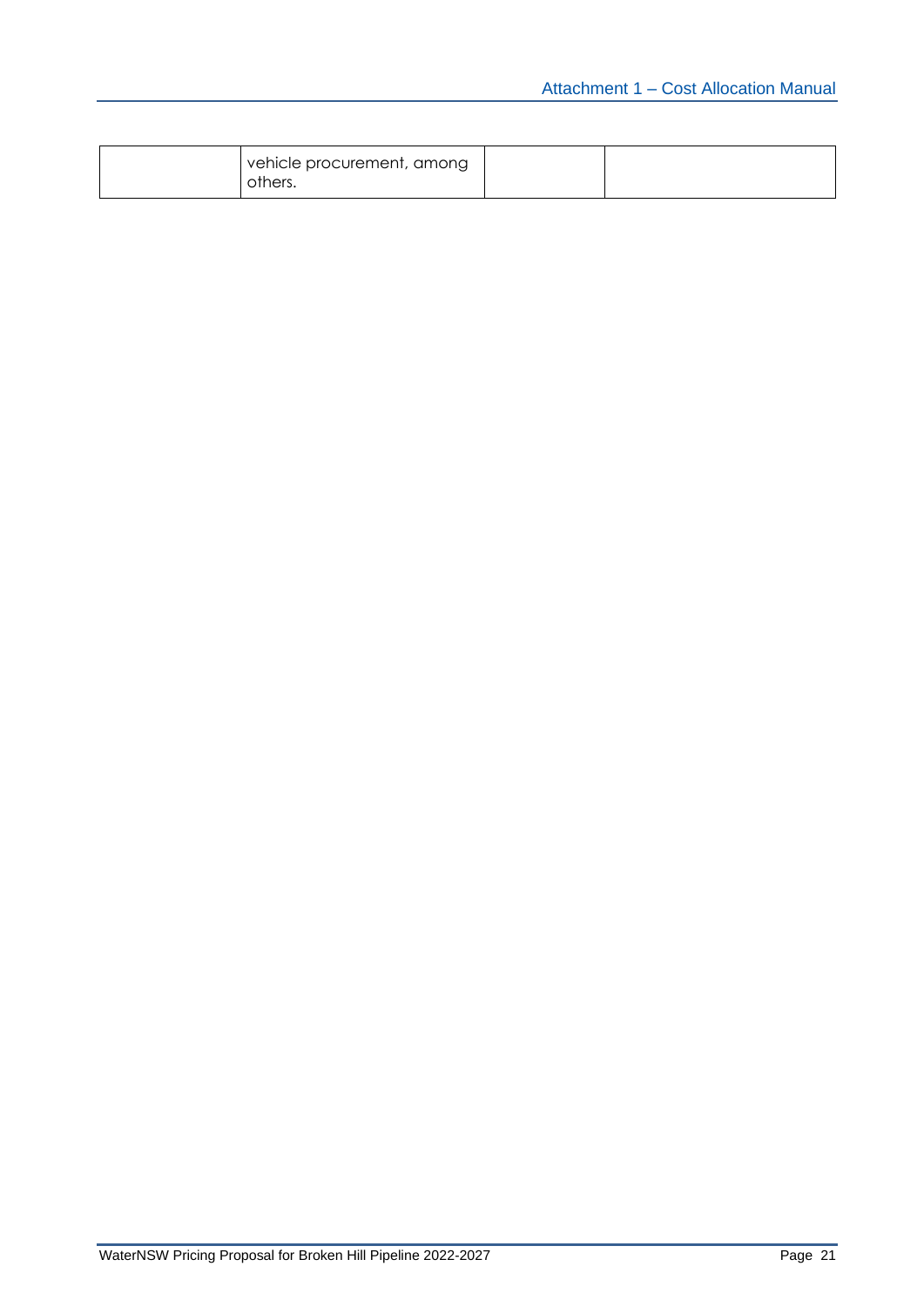|  |  |  |  |
|---|---|---|---|
|  | vehicle procurement, among others. |  |  |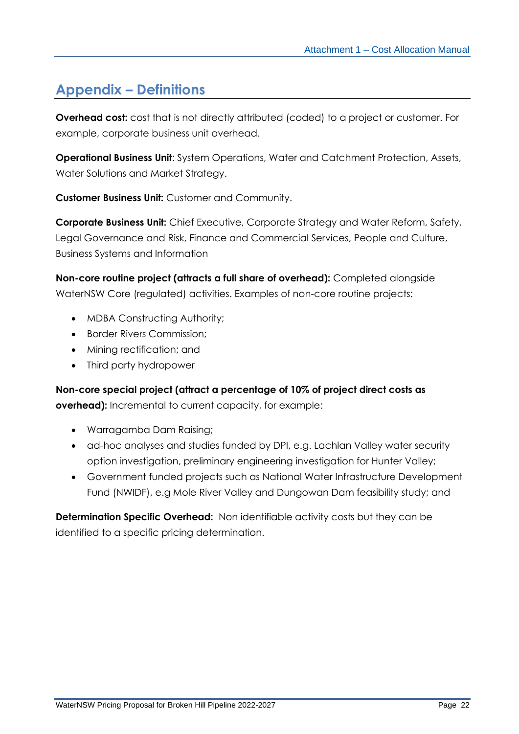## Appendix – Definitions

**Overhead cost:** cost that is not directly attributed (coded) to a project or customer. For example, corporate business unit overhead.

**Operational Business Unit**: System Operations, Water and Catchment Protection, Assets, Water Solutions and Market Strategy.

**Customer Business Unit:** Customer and Community.

**Corporate Business Unit:** Chief Executive, Corporate Strategy and Water Reform, Safety, Legal Governance and Risk, Finance and Commercial Services, People and Culture, Business Systems and Information

**Non-core routine project (attracts a full share of overhead):** Completed alongside WaterNSW Core (regulated) activities. Examples of non-core routine projects:

- MDBA Constructing Authority;
- Border Rivers Commission;
- Mining rectification; and
- Third party hydropower

**Non-core special project (attract a percentage of 10% of project direct costs as overhead):** Incremental to current capacity, for example:

- Warragamba Dam Raising;
- ad-hoc analyses and studies funded by DPI, e.g. Lachlan Valley water security option investigation, preliminary engineering investigation for Hunter Valley;
- Government funded projects such as National Water Infrastructure Development Fund (NWIDF), e.g Mole River Valley and Dungowan Dam feasibility study; and

**Determination Specific Overhead:** Non identifiable activity costs but they can be identified to a specific pricing determination.